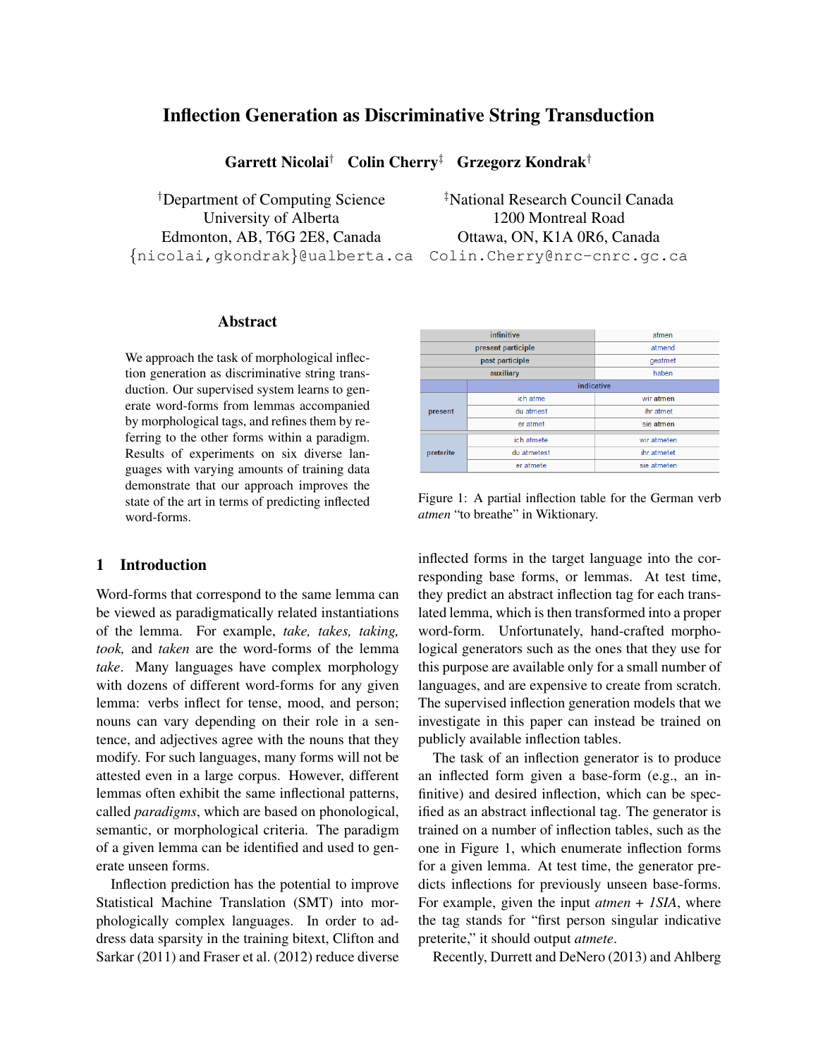# Inflection Generation as Discriminative String Transduction

**Garrett Nicolai**[†] **Colin Cherry**[‡] **Grzegorz Kondrak**[†]

[†]Department of Computing Science
University of Alberta
Edmonton, AB, T6G 2E8, Canada
{nicolai,gkondrak}@ualberta.ca

[‡]National Research Council Canada
1200 Montreal Road
Ottawa, ON, K1A 0R6, Canada
Colin.Cherry@nrc-cnrc.gc.ca

## Abstract

We approach the task of morphological inflection generation as discriminative string transduction. Our supervised system learns to generate word-forms from lemmas accompanied by morphological tags, and refines them by referring to the other forms within a paradigm. Results of experiments on six diverse languages with varying amounts of training data demonstrate that our approach improves the state of the art in terms of predicting inflected word-forms.

| | infinitive | atmen |
|---|---|---|
| | present participle | atmend |
| | past participle | geatmet |
| | auxiliary | haben |
| | indicative | |
| present | ich atme | wir atmen |
| | du atmest | ihr atmet |
| | er atmet | sie atmen |
| preterite | ich atmete | wir atmeten |
| | du atmetest | ihr atmetet |
| | er atmete | sie atmeten |

Figure 1: A partial inflection table for the German verb *atmen* "to breathe" in Wiktionary.

## 1 Introduction

Word-forms that correspond to the same lemma can be viewed as paradigmatically related instantiations of the lemma. For example, *take, takes, taking, took,* and *taken* are the word-forms of the lemma *take*. Many languages have complex morphology with dozens of different word-forms for any given lemma: verbs inflect for tense, mood, and person; nouns can vary depending on their role in a sentence, and adjectives agree with the nouns that they modify. For such languages, many forms will not be attested even in a large corpus. However, different lemmas often exhibit the same inflectional patterns, called *paradigms*, which are based on phonological, semantic, or morphological criteria. The paradigm of a given lemma can be identified and used to generate unseen forms.

Inflection prediction has the potential to improve Statistical Machine Translation (SMT) into morphologically complex languages. In order to address data sparsity in the training bitext, Clifton and Sarkar (2011) and Fraser et al. (2012) reduce diverse inflected forms in the target language into the corresponding base forms, or lemmas. At test time, they predict an abstract inflection tag for each translated lemma, which is then transformed into a proper word-form. Unfortunately, hand-crafted morphological generators such as the ones that they use for this purpose are available only for a small number of languages, and are expensive to create from scratch. The supervised inflection generation models that we investigate in this paper can instead be trained on publicly available inflection tables.

The task of an inflection generator is to produce an inflected form given a base-form (e.g., an infinitive) and desired inflection, which can be specified as an abstract inflectional tag. The generator is trained on a number of inflection tables, such as the one in Figure 1, which enumerate inflection forms for a given lemma. At test time, the generator predicts inflections for previously unseen base-forms. For example, given the input *atmen + 1SIA*, where the tag stands for "first person singular indicative preterite," it should output *atmete*.

Recently, Durrett and DeNero (2013) and Ahlberg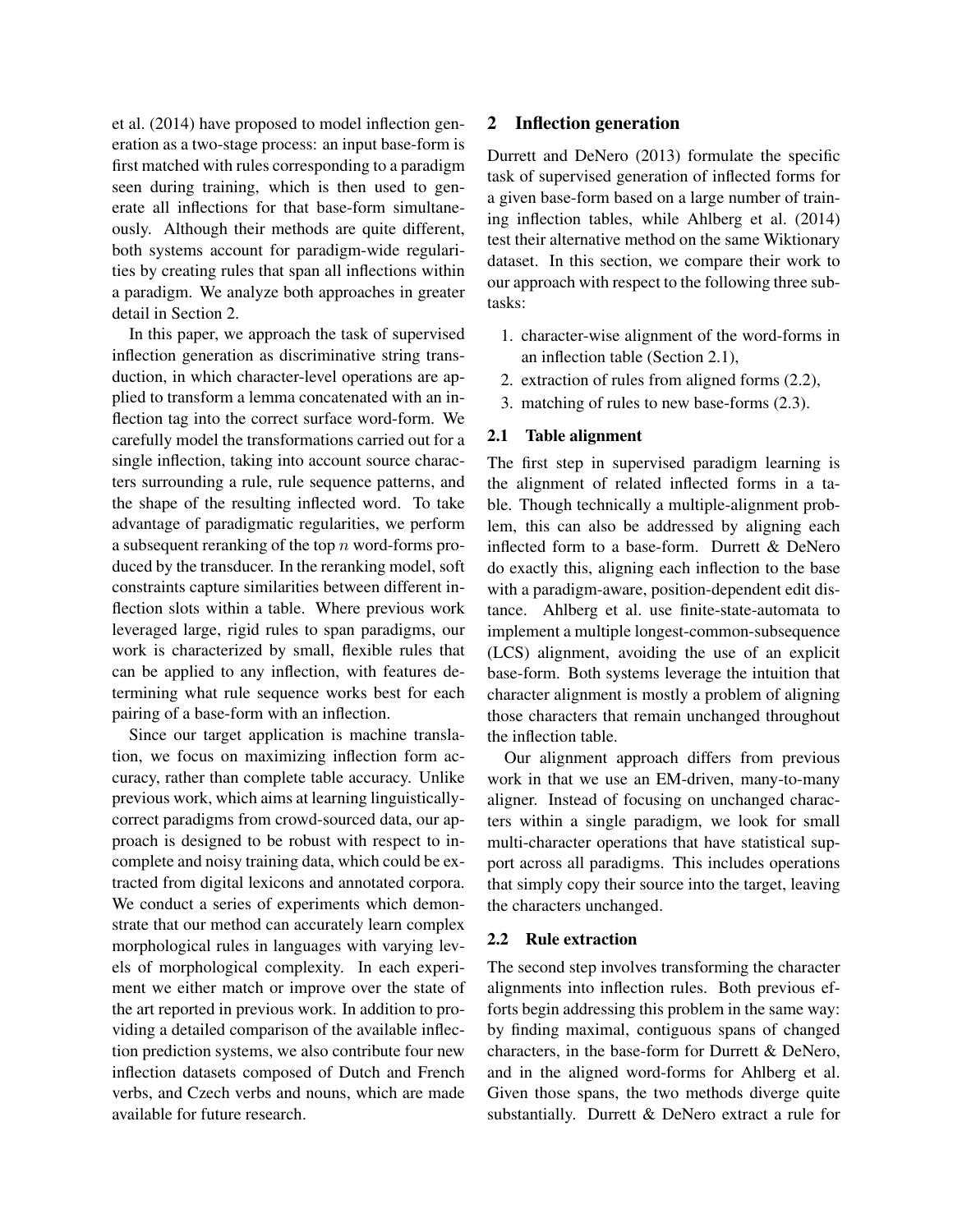et al. (2014) have proposed to model inflection generation as a two-stage process: an input base-form is first matched with rules corresponding to a paradigm seen during training, which is then used to generate all inflections for that base-form simultaneously. Although their methods are quite different, both systems account for paradigm-wide regularities by creating rules that span all inflections within a paradigm. We analyze both approaches in greater detail in Section 2.

In this paper, we approach the task of supervised inflection generation as discriminative string transduction, in which character-level operations are applied to transform a lemma concatenated with an inflection tag into the correct surface word-form. We carefully model the transformations carried out for a single inflection, taking into account source characters surrounding a rule, rule sequence patterns, and the shape of the resulting inflected word. To take advantage of paradigmatic regularities, we perform a subsequent reranking of the top $n$ word-forms produced by the transducer. In the reranking model, soft constraints capture similarities between different inflection slots within a table. Where previous work leveraged large, rigid rules to span paradigms, our work is characterized by small, flexible rules that can be applied to any inflection, with features determining what rule sequence works best for each pairing of a base-form with an inflection.

Since our target application is machine translation, we focus on maximizing inflection form accuracy, rather than complete table accuracy. Unlike previous work, which aims at learning linguistically-correct paradigms from crowd-sourced data, our approach is designed to be robust with respect to incomplete and noisy training data, which could be extracted from digital lexicons and annotated corpora. We conduct a series of experiments which demonstrate that our method can accurately learn complex morphological rules in languages with varying levels of morphological complexity. In each experiment we either match or improve over the state of the art reported in previous work. In addition to providing a detailed comparison of the available inflection prediction systems, we also contribute four new inflection datasets composed of Dutch and French verbs, and Czech verbs and nouns, which are made available for future research.

## 2 Inflection generation

Durrett and DeNero (2013) formulate the specific task of supervised generation of inflected forms for a given base-form based on a large number of training inflection tables, while Ahlberg et al. (2014) test their alternative method on the same Wiktionary dataset. In this section, we compare their work to our approach with respect to the following three subtasks:

1. character-wise alignment of the word-forms in an inflection table (Section 2.1),
2. extraction of rules from aligned forms (2.2),
3. matching of rules to new base-forms (2.3).

### 2.1 Table alignment

The first step in supervised paradigm learning is the alignment of related inflected forms in a table. Though technically a multiple-alignment problem, this can also be addressed by aligning each inflected form to a base-form. Durrett & DeNero do exactly this, aligning each inflection to the base with a paradigm-aware, position-dependent edit distance. Ahlberg et al. use finite-state-automata to implement a multiple longest-common-subsequence (LCS) alignment, avoiding the use of an explicit base-form. Both systems leverage the intuition that character alignment is mostly a problem of aligning those characters that remain unchanged throughout the inflection table.

Our alignment approach differs from previous work in that we use an EM-driven, many-to-many aligner. Instead of focusing on unchanged characters within a single paradigm, we look for small multi-character operations that have statistical support across all paradigms. This includes operations that simply copy their source into the target, leaving the characters unchanged.

### 2.2 Rule extraction

The second step involves transforming the character alignments into inflection rules. Both previous efforts begin addressing this problem in the same way: by finding maximal, contiguous spans of changed characters, in the base-form for Durrett & DeNero, and in the aligned word-forms for Ahlberg et al. Given those spans, the two methods diverge quite substantially. Durrett & DeNero extract a rule for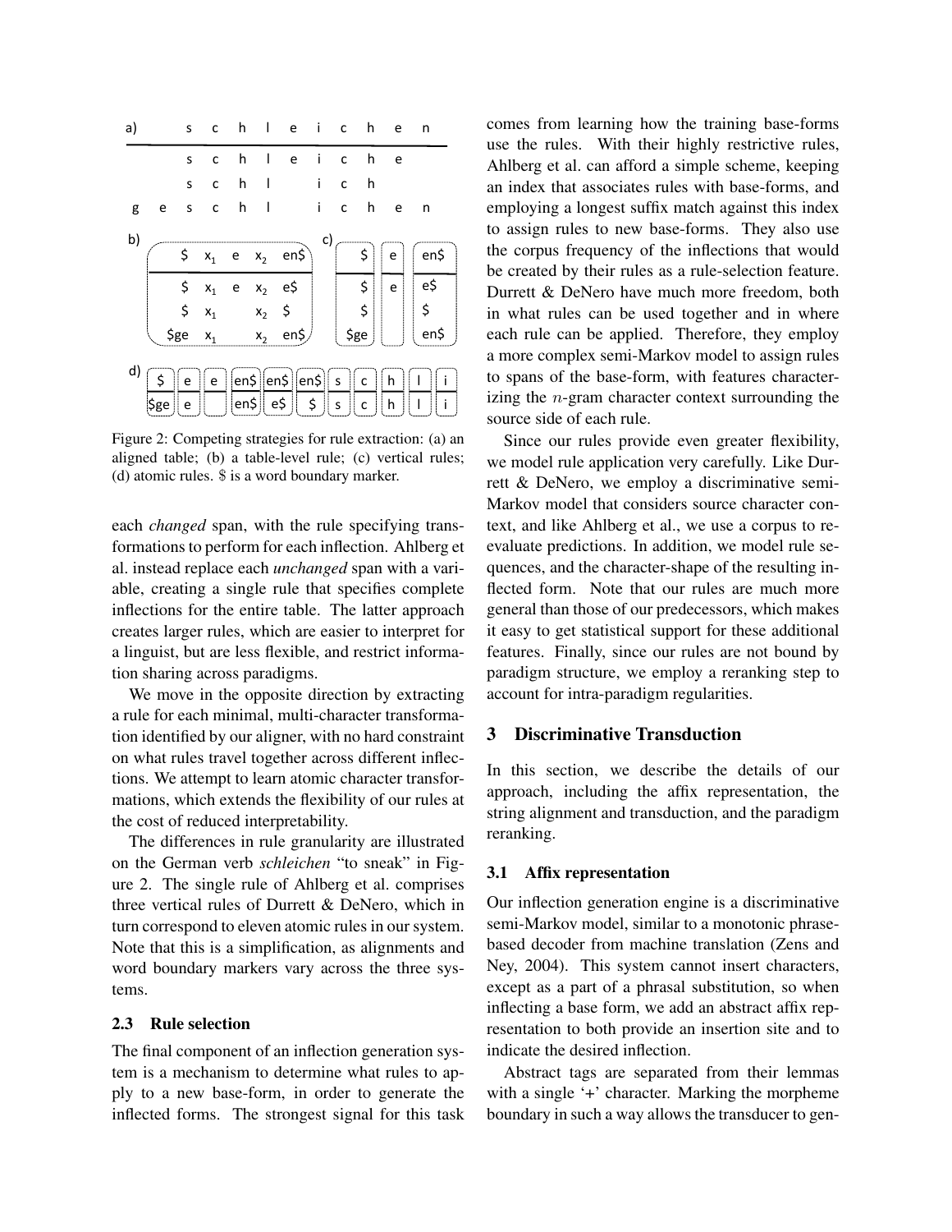Figure 2: Competing strategies for rule extraction: (a) an aligned table; (b) a table-level rule; (c) vertical rules; (d) atomic rules. $ is a word boundary marker.

each *changed* span, with the rule specifying transformations to perform for each inflection. Ahlberg et al. instead replace each *unchanged* span with a variable, creating a single rule that specifies complete inflections for the entire table. The latter approach creates larger rules, which are easier to interpret for a linguist, but are less flexible, and restrict information sharing across paradigms.

We move in the opposite direction by extracting a rule for each minimal, multi-character transformation identified by our aligner, with no hard constraint on what rules travel together across different inflections. We attempt to learn atomic character transformations, which extends the flexibility of our rules at the cost of reduced interpretability.

The differences in rule granularity are illustrated on the German verb *schleichen* "to sneak" in Figure 2. The single rule of Ahlberg et al. comprises three vertical rules of Durrett & DeNero, which in turn correspond to eleven atomic rules in our system. Note that this is a simplification, as alignments and word boundary markers vary across the three systems.

### 2.3 Rule selection

The final component of an inflection generation system is a mechanism to determine what rules to apply to a new base-form, in order to generate the inflected forms. The strongest signal for this task comes from learning how the training base-forms use the rules. With their highly restrictive rules, Ahlberg et al. can afford a simple scheme, keeping an index that associates rules with base-forms, and employing a longest suffix match against this index to assign rules to new base-forms. They also use the corpus frequency of the inflections that would be created by their rules as a rule-selection feature. Durrett & DeNero have much more freedom, both in what rules can be used together and in where each rule can be applied. Therefore, they employ a more complex semi-Markov model to assign rules to spans of the base-form, with features characterizing the $n$-gram character context surrounding the source side of each rule.

Since our rules provide even greater flexibility, we model rule application very carefully. Like Durrett & DeNero, we employ a discriminative semi-Markov model that considers source character context, and like Ahlberg et al., we use a corpus to reevaluate predictions. In addition, we model rule sequences, and the character-shape of the resulting inflected form. Note that our rules are much more general than those of our predecessors, which makes it easy to get statistical support for these additional features. Finally, since our rules are not bound by paradigm structure, we employ a reranking step to account for intra-paradigm regularities.

## 3 Discriminative Transduction

In this section, we describe the details of our approach, including the affix representation, the string alignment and transduction, and the paradigm reranking.

### 3.1 Affix representation

Our inflection generation engine is a discriminative semi-Markov model, similar to a monotonic phrase-based decoder from machine translation (Zens and Ney, 2004). This system cannot insert characters, except as a part of a phrasal substitution, so when inflecting a base form, we add an abstract affix representation to both provide an insertion site and to indicate the desired inflection.

Abstract tags are separated from their lemmas with a single '+' character. Marking the morpheme boundary in such a way allows the transducer to gen-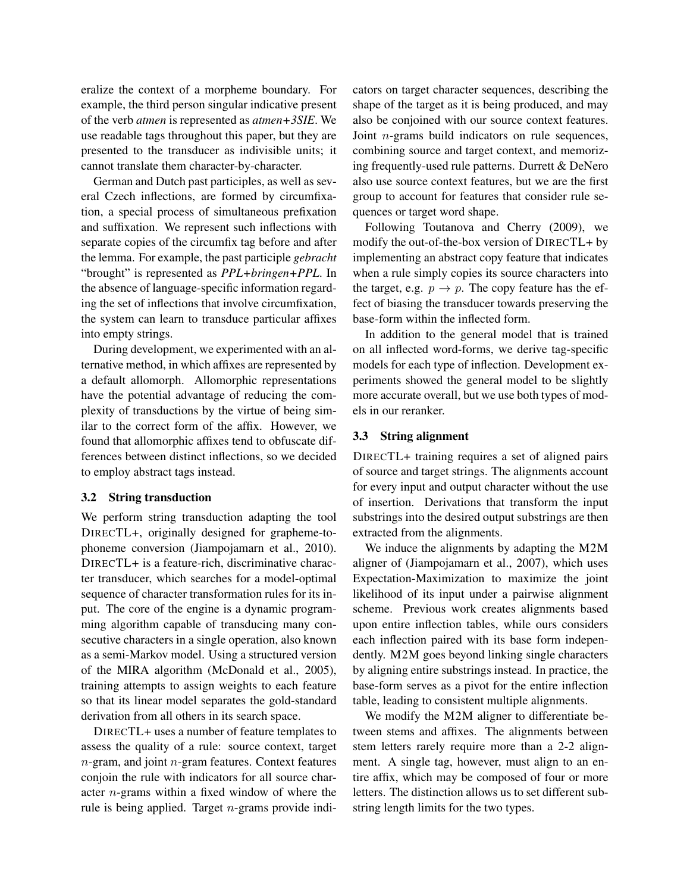eralize the context of a morpheme boundary. For example, the third person singular indicative present of the verb *atmen* is represented as *atmen+3SIE*. We use readable tags throughout this paper, but they are presented to the transducer as indivisible units; it cannot translate them character-by-character.

German and Dutch past participles, as well as several Czech inflections, are formed by circumfixation, a special process of simultaneous prefixation and suffixation. We represent such inflections with separate copies of the circumfix tag before and after the lemma. For example, the past participle *gebracht* "brought" is represented as *PPL+bringen+PPL*. In the absence of language-specific information regarding the set of inflections that involve circumfixation, the system can learn to transduce particular affixes into empty strings.

During development, we experimented with an alternative method, in which affixes are represented by a default allomorph. Allomorphic representations have the potential advantage of reducing the complexity of transductions by the virtue of being similar to the correct form of the affix. However, we found that allomorphic affixes tend to obfuscate differences between distinct inflections, so we decided to employ abstract tags instead.

### 3.2 String transduction

We perform string transduction adapting the tool DIRECTL+, originally designed for grapheme-to-phoneme conversion (Jiampojamarn et al., 2010). DIRECTL+ is a feature-rich, discriminative character transducer, which searches for a model-optimal sequence of character transformation rules for its input. The core of the engine is a dynamic programming algorithm capable of transducing many consecutive characters in a single operation, also known as a semi-Markov model. Using a structured version of the MIRA algorithm (McDonald et al., 2005), training attempts to assign weights to each feature so that its linear model separates the gold-standard derivation from all others in its search space.

DIRECTL+ uses a number of feature templates to assess the quality of a rule: source context, target $n$-gram, and joint $n$-gram features. Context features conjoin the rule with indicators for all source character $n$-grams within a fixed window of where the rule is being applied. Target $n$-grams provide indicators on target character sequences, describing the shape of the target as it is being produced, and may also be conjoined with our source context features. Joint $n$-grams build indicators on rule sequences, combining source and target context, and memorizing frequently-used rule patterns. Durrett & DeNero also use source context features, but we are the first group to account for features that consider rule sequences or target word shape.

Following Toutanova and Cherry (2009), we modify the out-of-the-box version of DIRECTL+ by implementing an abstract copy feature that indicates when a rule simply copies its source characters into the target, e.g. $p \rightarrow p$. The copy feature has the effect of biasing the transducer towards preserving the base-form within the inflected form.

In addition to the general model that is trained on all inflected word-forms, we derive tag-specific models for each type of inflection. Development experiments showed the general model to be slightly more accurate overall, but we use both types of models in our reranker.

### 3.3 String alignment

DIRECTL+ training requires a set of aligned pairs of source and target strings. The alignments account for every input and output character without the use of insertion. Derivations that transform the input substrings into the desired output substrings are then extracted from the alignments.

We induce the alignments by adapting the M2M aligner of (Jiampojamarn et al., 2007), which uses Expectation-Maximization to maximize the joint likelihood of its input under a pairwise alignment scheme. Previous work creates alignments based upon entire inflection tables, while ours considers each inflection paired with its base form independently. M2M goes beyond linking single characters by aligning entire substrings instead. In practice, the base-form serves as a pivot for the entire inflection table, leading to consistent multiple alignments.

We modify the M2M aligner to differentiate between stems and affixes. The alignments between stem letters rarely require more than a 2-2 alignment. A single tag, however, must align to an entire affix, which may be composed of four or more letters. The distinction allows us to set different substring length limits for the two types.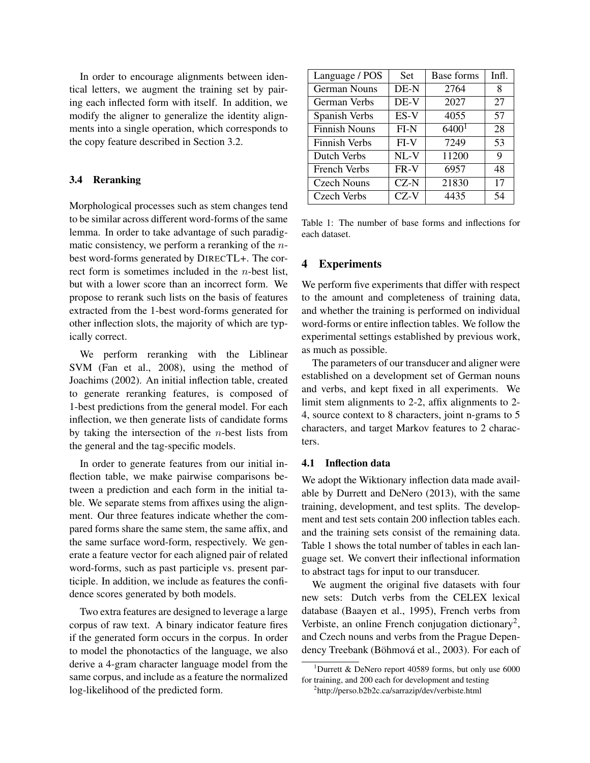In order to encourage alignments between identical letters, we augment the training set by pairing each inflected form with itself. In addition, we modify the aligner to generalize the identity alignments into a single operation, which corresponds to the copy feature described in Section 3.2.

### 3.4 Reranking

Morphological processes such as stem changes tend to be similar across different word-forms of the same lemma. In order to take advantage of such paradigmatic consistency, we perform a reranking of the $n$-best word-forms generated by DIRECTL+. The correct form is sometimes included in the $n$-best list, but with a lower score than an incorrect form. We propose to rerank such lists on the basis of features extracted from the 1-best word-forms generated for other inflection slots, the majority of which are typically correct.

We perform reranking with the Liblinear SVM (Fan et al., 2008), using the method of Joachims (2002). An initial inflection table, created to generate reranking features, is composed of 1-best predictions from the general model. For each inflection, we then generate lists of candidate forms by taking the intersection of the $n$-best lists from the general and the tag-specific models.

In order to generate features from our initial inflection table, we make pairwise comparisons between a prediction and each form in the initial table. We separate stems from affixes using the alignment. Our three features indicate whether the compared forms share the same stem, the same affix, and the same surface word-form, respectively. We generate a feature vector for each aligned pair of related word-forms, such as past participle vs. present participle. In addition, we include as features the confidence scores generated by both models.

Two extra features are designed to leverage a large corpus of raw text. A binary indicator feature fires if the generated form occurs in the corpus. In order to model the phonotactics of the language, we also derive a 4-gram character language model from the same corpus, and include as a feature the normalized log-likelihood of the predicted form.

| Language / POS | Set | Base forms | Infl. |
|---|---|---|---|
| German Nouns | DE-N | 2764 | 8 |
| German Verbs | DE-V | 2027 | 27 |
| Spanish Verbs | ES-V | 4055 | 57 |
| Finnish Nouns | FI-N | 6400[1] | 28 |
| Finnish Verbs | FI-V | 7249 | 53 |
| Dutch Verbs | NL-V | 11200 | 9 |
| French Verbs | FR-V | 6957 | 48 |
| Czech Nouns | CZ-N | 21830 | 17 |
| Czech Verbs | CZ-V | 4435 | 54 |

Table 1: The number of base forms and inflections for each dataset.

## 4 Experiments

We perform five experiments that differ with respect to the amount and completeness of training data, and whether the training is performed on individual word-forms or entire inflection tables. We follow the experimental settings established by previous work, as much as possible.

The parameters of our transducer and aligner were established on a development set of German nouns and verbs, and kept fixed in all experiments. We limit stem alignments to 2-2, affix alignments to 2-4, source context to 8 characters, joint n-grams to 5 characters, and target Markov features to 2 characters.

### 4.1 Inflection data

We adopt the Wiktionary inflection data made available by Durrett and DeNero (2013), with the same training, development, and test splits. The development and test sets contain 200 inflection tables each. and the training sets consist of the remaining data. Table 1 shows the total number of tables in each language set. We convert their inflectional information to abstract tags for input to our transducer.

We augment the original five datasets with four new sets: Dutch verbs from the CELEX lexical database (Baayen et al., 1995), French verbs from Verbiste, an online French conjugation dictionary[2], and Czech nouns and verbs from the Prague Dependency Treebank (Böhmová et al., 2003). For each of

[1]Durrett & DeNero report 40589 forms, but only use 6000 for training, and 200 each for development and testing

[2]http://perso.b2b2c.ca/sarrazip/dev/verbiste.html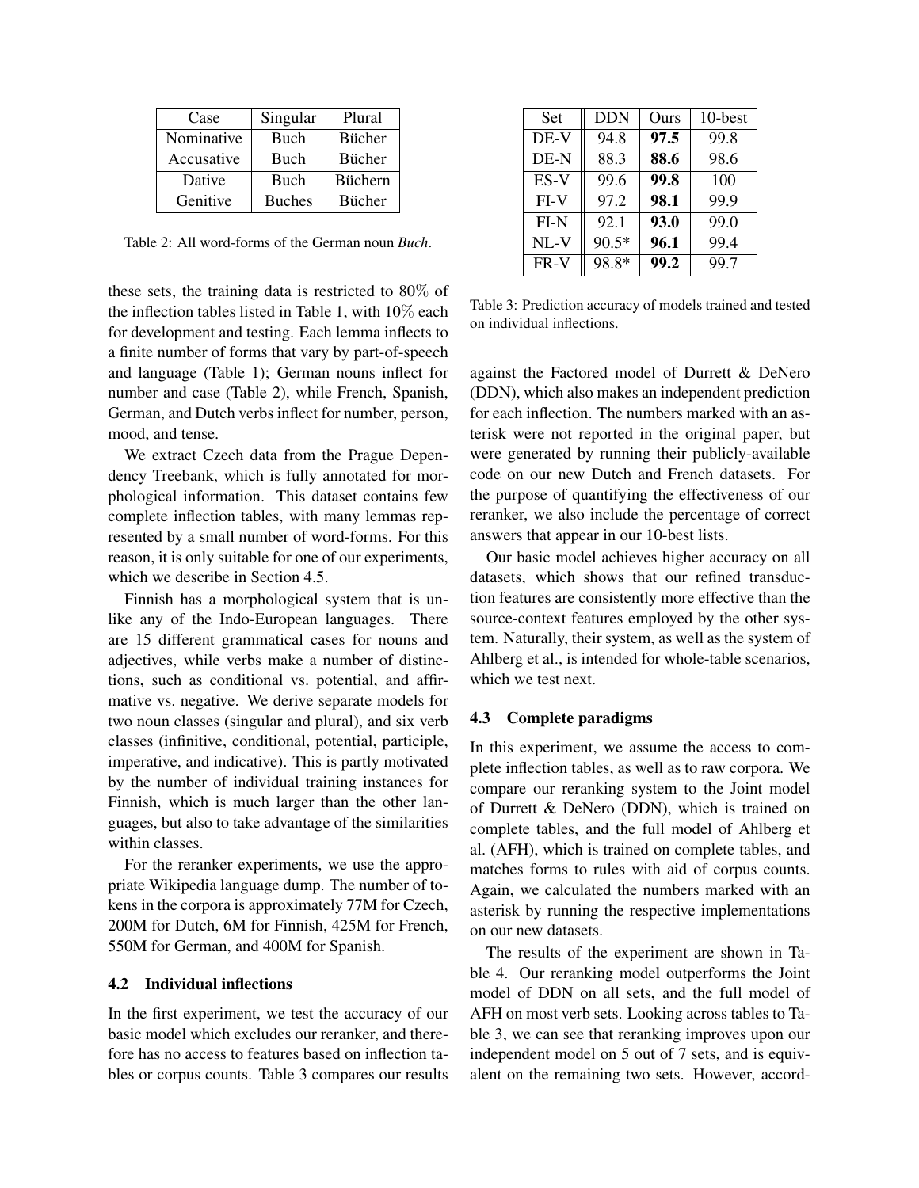| Case | Singular | Plural |
|---|---|---|
| Nominative | Buch | Bücher |
| Accusative | Buch | Bücher |
| Dative | Buch | Büchern |
| Genitive | Buches | Bücher |

Table 2: All word-forms of the German noun *Buch*.

these sets, the training data is restricted to 80% of the inflection tables listed in Table 1, with 10% each for development and testing. Each lemma inflects to a finite number of forms that vary by part-of-speech and language (Table 1); German nouns inflect for number and case (Table 2), while French, Spanish, German, and Dutch verbs inflect for number, person, mood, and tense.

We extract Czech data from the Prague Dependency Treebank, which is fully annotated for morphological information. This dataset contains few complete inflection tables, with many lemmas represented by a small number of word-forms. For this reason, it is only suitable for one of our experiments, which we describe in Section 4.5.

Finnish has a morphological system that is unlike any of the Indo-European languages. There are 15 different grammatical cases for nouns and adjectives, while verbs make a number of distinctions, such as conditional vs. potential, and affirmative vs. negative. We derive separate models for two noun classes (singular and plural), and six verb classes (infinitive, conditional, potential, participle, imperative, and indicative). This is partly motivated by the number of individual training instances for Finnish, which is much larger than the other languages, but also to take advantage of the similarities within classes.

For the reranker experiments, we use the appropriate Wikipedia language dump. The number of tokens in the corpora is approximately 77M for Czech, 200M for Dutch, 6M for Finnish, 425M for French, 550M for German, and 400M for Spanish.

### 4.2 Individual inflections

In the first experiment, we test the accuracy of our basic model which excludes our reranker, and therefore has no access to features based on inflection tables or corpus counts. Table 3 compares our results

| Set | DDN | Ours | 10-best |
|---|---|---|---|
| DE-V | 94.8 | **97.5** | 99.8 |
| DE-N | 88.3 | **88.6** | 98.6 |
| ES-V | 99.6 | **99.8** | 100 |
| FI-V | 97.2 | **98.1** | 99.9 |
| FI-N | 92.1 | **93.0** | 99.0 |
| NL-V | 90.5* | **96.1** | 99.4 |
| FR-V | 98.8* | **99.2** | 99.7 |

Table 3: Prediction accuracy of models trained and tested on individual inflections.

against the Factored model of Durrett & DeNero (DDN), which also makes an independent prediction for each inflection. The numbers marked with an asterisk were not reported in the original paper, but were generated by running their publicly-available code on our new Dutch and French datasets. For the purpose of quantifying the effectiveness of our reranker, we also include the percentage of correct answers that appear in our 10-best lists.

Our basic model achieves higher accuracy on all datasets, which shows that our refined transduction features are consistently more effective than the source-context features employed by the other system. Naturally, their system, as well as the system of Ahlberg et al., is intended for whole-table scenarios, which we test next.

### 4.3 Complete paradigms

In this experiment, we assume the access to complete inflection tables, as well as to raw corpora. We compare our reranking system to the Joint model of Durrett & DeNero (DDN), which is trained on complete tables, and the full model of Ahlberg et al. (AFH), which is trained on complete tables, and matches forms to rules with aid of corpus counts. Again, we calculated the numbers marked with an asterisk by running the respective implementations on our new datasets.

The results of the experiment are shown in Table 4. Our reranking model outperforms the Joint model of DDN on all sets, and the full model of AFH on most verb sets. Looking across tables to Table 3, we can see that reranking improves upon our independent model on 5 out of 7 sets, and is equivalent on the remaining two sets. However, accord-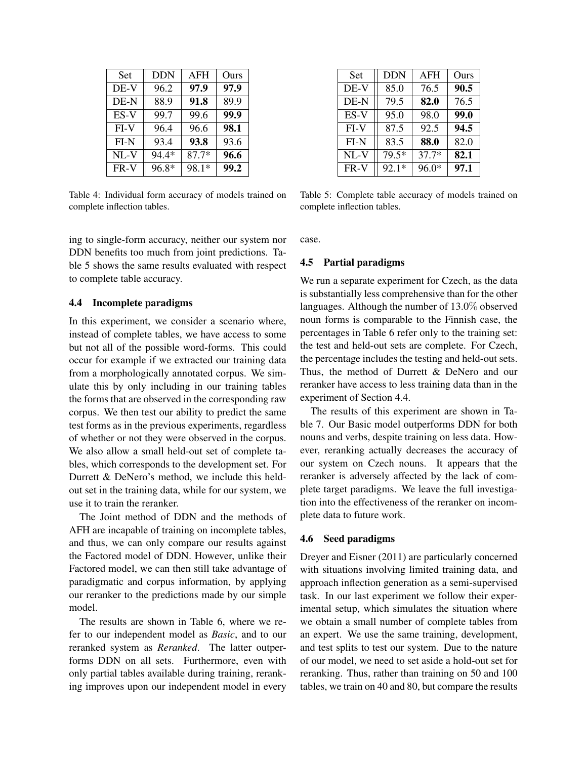| Set | DDN | AFH | Ours |
|---|---|---|---|
| DE-V | 96.2 | **97.9** | **97.9** |
| DE-N | 88.9 | **91.8** | 89.9 |
| ES-V | 99.7 | 99.6 | **99.9** |
| FI-V | 96.4 | 96.6 | **98.1** |
| FI-N | 93.4 | **93.8** | 93.6 |
| NL-V | 94.4* | 87.7* | **96.6** |
| FR-V | 96.8* | 98.1* | **99.2** |

Table 4: Individual form accuracy of models trained on complete inflection tables.

| Set | DDN | AFH | Ours |
|---|---|---|---|
| DE-V | 85.0 | 76.5 | **90.5** |
| DE-N | 79.5 | **82.0** | 76.5 |
| ES-V | 95.0 | 98.0 | **99.0** |
| FI-V | 87.5 | 92.5 | **94.5** |
| FI-N | 83.5 | **88.0** | 82.0 |
| NL-V | 79.5* | 37.7* | **82.1** |
| FR-V | 92.1* | 96.0* | **97.1** |

Table 5: Complete table accuracy of models trained on complete inflection tables.

ing to single-form accuracy, neither our system nor DDN benefits too much from joint predictions. Table 5 shows the same results evaluated with respect to complete table accuracy.

### 4.4 Incomplete paradigms

In this experiment, we consider a scenario where, instead of complete tables, we have access to some but not all of the possible word-forms. This could occur for example if we extracted our training data from a morphologically annotated corpus. We simulate this by only including in our training tables the forms that are observed in the corresponding raw corpus. We then test our ability to predict the same test forms as in the previous experiments, regardless of whether or not they were observed in the corpus. We also allow a small held-out set of complete tables, which corresponds to the development set. For Durrett & DeNero's method, we include this held-out set in the training data, while for our system, we use it to train the reranker.

The Joint method of DDN and the methods of AFH are incapable of training on incomplete tables, and thus, we can only compare our results against the Factored model of DDN. However, unlike their Factored model, we can then still take advantage of paradigmatic and corpus information, by applying our reranker to the predictions made by our simple model.

The results are shown in Table 6, where we refer to our independent model as *Basic*, and to our reranked system as *Reranked*. The latter outperforms DDN on all sets. Furthermore, even with only partial tables available during training, reranking improves upon our independent model in every case.

### 4.5 Partial paradigms

We run a separate experiment for Czech, as the data is substantially less comprehensive than for the other languages. Although the number of 13.0% observed noun forms is comparable to the Finnish case, the percentages in Table 6 refer only to the training set: the test and held-out sets are complete. For Czech, the percentage includes the testing and held-out sets. Thus, the method of Durrett & DeNero and our reranker have access to less training data than in the experiment of Section 4.4.

The results of this experiment are shown in Table 7. Our Basic model outperforms DDN for both nouns and verbs, despite training on less data. However, reranking actually decreases the accuracy of our system on Czech nouns. It appears that the reranker is adversely affected by the lack of complete target paradigms. We leave the full investigation into the effectiveness of the reranker on incomplete data to future work.

### 4.6 Seed paradigms

Dreyer and Eisner (2011) are particularly concerned with situations involving limited training data, and approach inflection generation as a semi-supervised task. In our last experiment we follow their experimental setup, which simulates the situation where we obtain a small number of complete tables from an expert. We use the same training, development, and test splits to test our system. Due to the nature of our model, we need to set aside a hold-out set for reranking. Thus, rather than training on 50 and 100 tables, we train on 40 and 80, but compare the results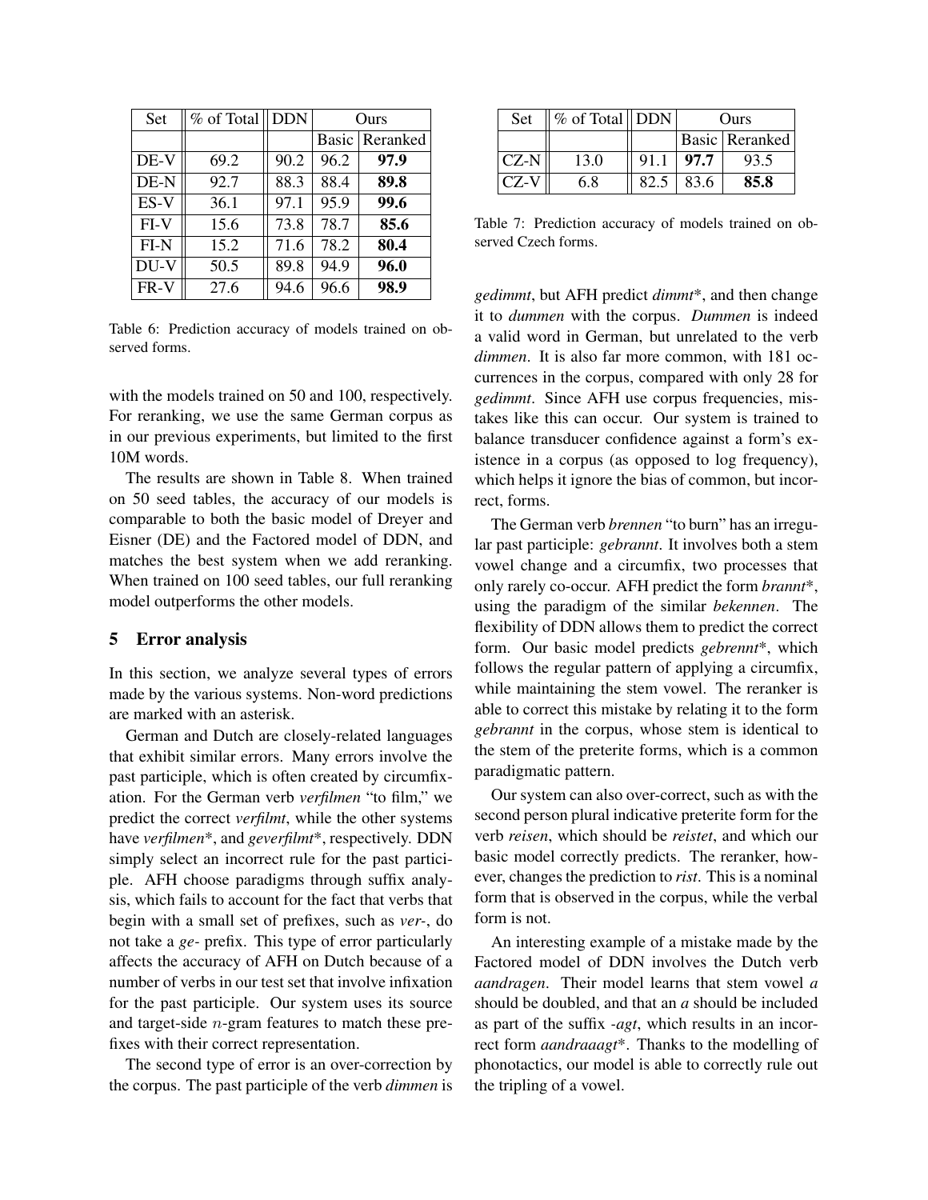| Set | % of Total | DDN | Ours | |
|---|---|---|---|---|
| | | | Basic | Reranked |
| DE-V | 69.2 | 90.2 | 96.2 | **97.9** |
| DE-N | 92.7 | 88.3 | 88.4 | **89.8** |
| ES-V | 36.1 | 97.1 | 95.9 | **99.6** |
| FI-V | 15.6 | 73.8 | 78.7 | **85.6** |
| FI-N | 15.2 | 71.6 | 78.2 | **80.4** |
| DU-V | 50.5 | 89.8 | 94.9 | **96.0** |
| FR-V | 27.6 | 94.6 | 96.6 | **98.9** |

Table 6: Prediction accuracy of models trained on observed forms.

with the models trained on 50 and 100, respectively. For reranking, we use the same German corpus as in our previous experiments, but limited to the first 10M words.

The results are shown in Table 8. When trained on 50 seed tables, the accuracy of our models is comparable to both the basic model of Dreyer and Eisner (DE) and the Factored model of DDN, and matches the best system when we add reranking. When trained on 100 seed tables, our full reranking model outperforms the other models.

## 5 Error analysis

In this section, we analyze several types of errors made by the various systems. Non-word predictions are marked with an asterisk.

German and Dutch are closely-related languages that exhibit similar errors. Many errors involve the past participle, which is often created by circumfixation. For the German verb *verfilmen* "to film," we predict the correct *verfilmt*, while the other systems have *verfilmen*\*, and *geverfilmt*\*, respectively. DDN simply select an incorrect rule for the past participle. AFH choose paradigms through suffix analysis, which fails to account for the fact that verbs that begin with a small set of prefixes, such as *ver-*, do not take a *ge-* prefix. This type of error particularly affects the accuracy of AFH on Dutch because of a number of verbs in our test set that involve infixation for the past participle. Our system uses its source and target-side $n$-gram features to match these prefixes with their correct representation.

The second type of error is an over-correction by the corpus. The past participle of the verb *dimmen* is

| Set | % of Total | DDN | Ours | |
|---|---|---|---|---|
| | | | Basic | Reranked |
| CZ-N | 13.0 | 91.1 | **97.7** | 93.5 |
| CZ-V | 6.8 | 82.5 | 83.6 | **85.8** |

Table 7: Prediction accuracy of models trained on observed Czech forms.

*gedimmt*, but AFH predict *dimmt*\*, and then change it to *dummen* with the corpus. *Dummen* is indeed a valid word in German, but unrelated to the verb *dimmen*. It is also far more common, with 181 occurrences in the corpus, compared with only 28 for *gedimmt*. Since AFH use corpus frequencies, mistakes like this can occur. Our system is trained to balance transducer confidence against a form's existence in a corpus (as opposed to log frequency), which helps it ignore the bias of common, but incorrect, forms.

The German verb *brennen* "to burn" has an irregular past participle: *gebrannt*. It involves both a stem vowel change and a circumfix, two processes that only rarely co-occur. AFH predict the form *brannt*\*, using the paradigm of the similar *bekennen*. The flexibility of DDN allows them to predict the correct form. Our basic model predicts *gebrennt*\*, which follows the regular pattern of applying a circumfix, while maintaining the stem vowel. The reranker is able to correct this mistake by relating it to the form *gebrannt* in the corpus, whose stem is identical to the stem of the preterite forms, which is a common paradigmatic pattern.

Our system can also over-correct, such as with the second person plural indicative preterite form for the verb *reisen*, which should be *reistet*, and which our basic model correctly predicts. The reranker, however, changes the prediction to *rist*. This is a nominal form that is observed in the corpus, while the verbal form is not.

An interesting example of a mistake made by the Factored model of DDN involves the Dutch verb *aandragen*. Their model learns that stem vowel *a* should be doubled, and that an *a* should be included as part of the suffix *-agt*, which results in an incorrect form *aandraaagt*\*. Thanks to the modelling of phonotactics, our model is able to correctly rule out the tripling of a vowel.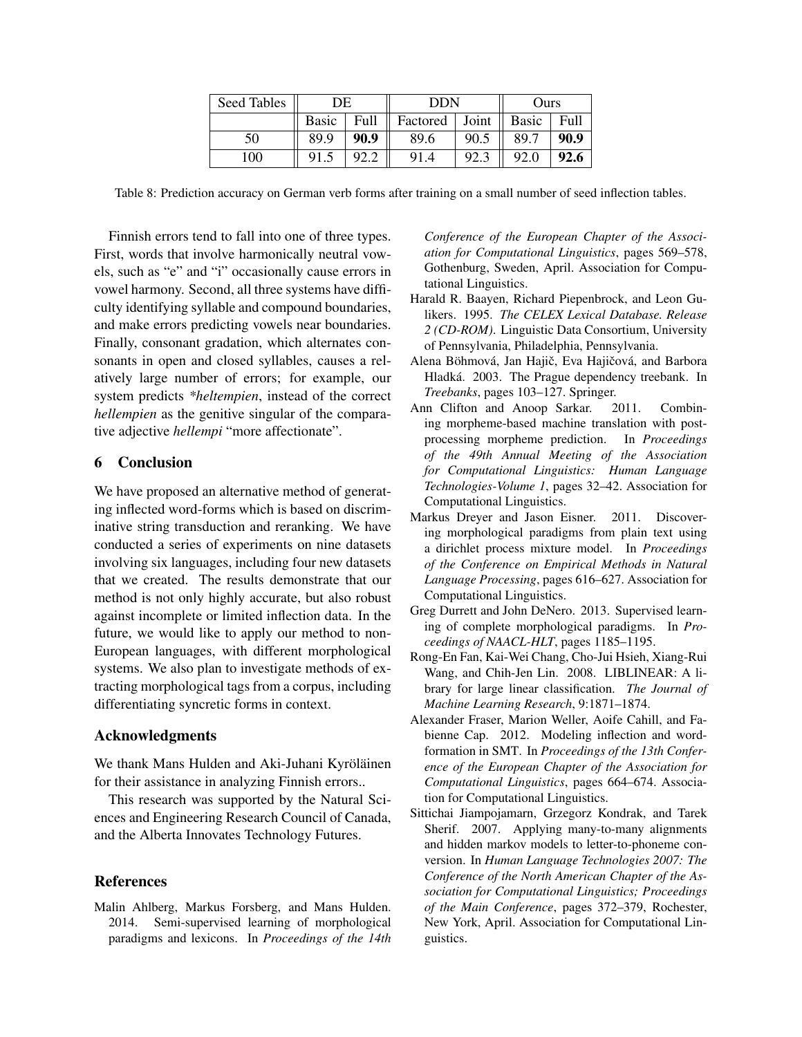| Seed Tables | DE | | DDN | | Ours | |
|---|---|---|---|---|---|---|
| | Basic | Full | Factored | Joint | Basic | Full |
| 50 | 89.9 | **90.9** | 89.6 | 90.5 | 89.7 | **90.9** |
| 100 | 91.5 | 92.2 | 91.4 | 92.3 | 92.0 | **92.6** |

Table 8: Prediction accuracy on German verb forms after training on a small number of seed inflection tables.

Finnish errors tend to fall into one of three types. First, words that involve harmonically neutral vowels, such as "e" and "i" occasionally cause errors in vowel harmony. Second, all three systems have difficulty identifying syllable and compound boundaries, and make errors predicting vowels near boundaries. Finally, consonant gradation, which alternates consonants in open and closed syllables, causes a relatively large number of errors; for example, our system predicts *\*heltempien*, instead of the correct *hellempien* as the genitive singular of the comparative adjective *hellempi* "more affectionate".

## 6 Conclusion

We have proposed an alternative method of generating inflected word-forms which is based on discriminative string transduction and reranking. We have conducted a series of experiments on nine datasets involving six languages, including four new datasets that we created. The results demonstrate that our method is not only highly accurate, but also robust against incomplete or limited inflection data. In the future, we would like to apply our method to non-European languages, with different morphological systems. We also plan to investigate methods of extracting morphological tags from a corpus, including differentiating syncretic forms in context.

## Acknowledgments

We thank Mans Hulden and Aki-Juhani Kyröläinen for their assistance in analyzing Finnish errors..

This research was supported by the Natural Sciences and Engineering Research Council of Canada, and the Alberta Innovates Technology Futures.

## References

Malin Ahlberg, Markus Forsberg, and Mans Hulden. 2014. Semi-supervised learning of morphological paradigms and lexicons. In *Proceedings of the 14th Conference of the European Chapter of the Association for Computational Linguistics*, pages 569–578, Gothenburg, Sweden, April. Association for Computational Linguistics.

Harald R. Baayen, Richard Piepenbrock, and Leon Gulikers. 1995. *The CELEX Lexical Database. Release 2 (CD-ROM)*. Linguistic Data Consortium, University of Pennsylvania, Philadelphia, Pennsylvania.

Alena Böhmová, Jan Hajič, Eva Hajičová, and Barbora Hladká. 2003. The Prague dependency treebank. In *Treebanks*, pages 103–127. Springer.

Ann Clifton and Anoop Sarkar. 2011. Combining morpheme-based machine translation with post-processing morpheme prediction. In *Proceedings of the 49th Annual Meeting of the Association for Computational Linguistics: Human Language Technologies-Volume 1*, pages 32–42. Association for Computational Linguistics.

Markus Dreyer and Jason Eisner. 2011. Discovering morphological paradigms from plain text using a dirichlet process mixture model. In *Proceedings of the Conference on Empirical Methods in Natural Language Processing*, pages 616–627. Association for Computational Linguistics.

Greg Durrett and John DeNero. 2013. Supervised learning of complete morphological paradigms. In *Proceedings of NAACL-HLT*, pages 1185–1195.

Rong-En Fan, Kai-Wei Chang, Cho-Jui Hsieh, Xiang-Rui Wang, and Chih-Jen Lin. 2008. LIBLINEAR: A library for large linear classification. *The Journal of Machine Learning Research*, 9:1871–1874.

Alexander Fraser, Marion Weller, Aoife Cahill, and Fabienne Cap. 2012. Modeling inflection and word-formation in SMT. In *Proceedings of the 13th Conference of the European Chapter of the Association for Computational Linguistics*, pages 664–674. Association for Computational Linguistics.

Sittichai Jiampojamarn, Grzegorz Kondrak, and Tarek Sherif. 2007. Applying many-to-many alignments and hidden markov models to letter-to-phoneme conversion. In *Human Language Technologies 2007: The Conference of the North American Chapter of the Association for Computational Linguistics; Proceedings of the Main Conference*, pages 372–379, Rochester, New York, April. Association for Computational Linguistics.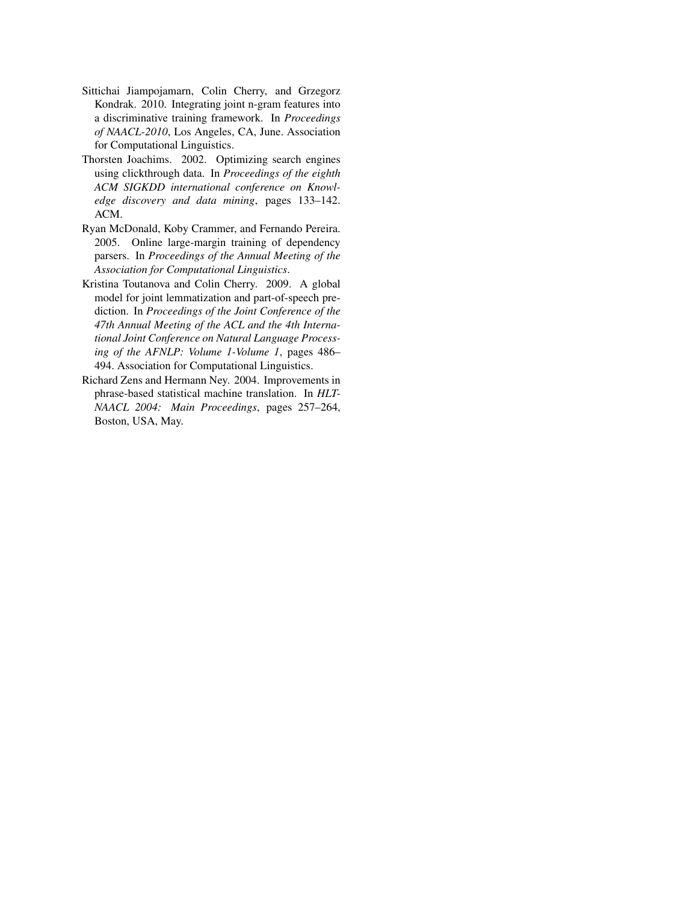Sittichai Jiampojamarn, Colin Cherry, and Grzegorz Kondrak. 2010. Integrating joint n-gram features into a discriminative training framework. In *Proceedings of NAACL-2010*, Los Angeles, CA, June. Association for Computational Linguistics.

Thorsten Joachims. 2002. Optimizing search engines using clickthrough data. In *Proceedings of the eighth ACM SIGKDD international conference on Knowledge discovery and data mining*, pages 133–142. ACM.

Ryan McDonald, Koby Crammer, and Fernando Pereira. 2005. Online large-margin training of dependency parsers. In *Proceedings of the Annual Meeting of the Association for Computational Linguistics*.

Kristina Toutanova and Colin Cherry. 2009. A global model for joint lemmatization and part-of-speech prediction. In *Proceedings of the Joint Conference of the 47th Annual Meeting of the ACL and the 4th International Joint Conference on Natural Language Processing of the AFNLP: Volume 1-Volume 1*, pages 486–494. Association for Computational Linguistics.

Richard Zens and Hermann Ney. 2004. Improvements in phrase-based statistical machine translation. In *HLT-NAACL 2004: Main Proceedings*, pages 257–264, Boston, USA, May.